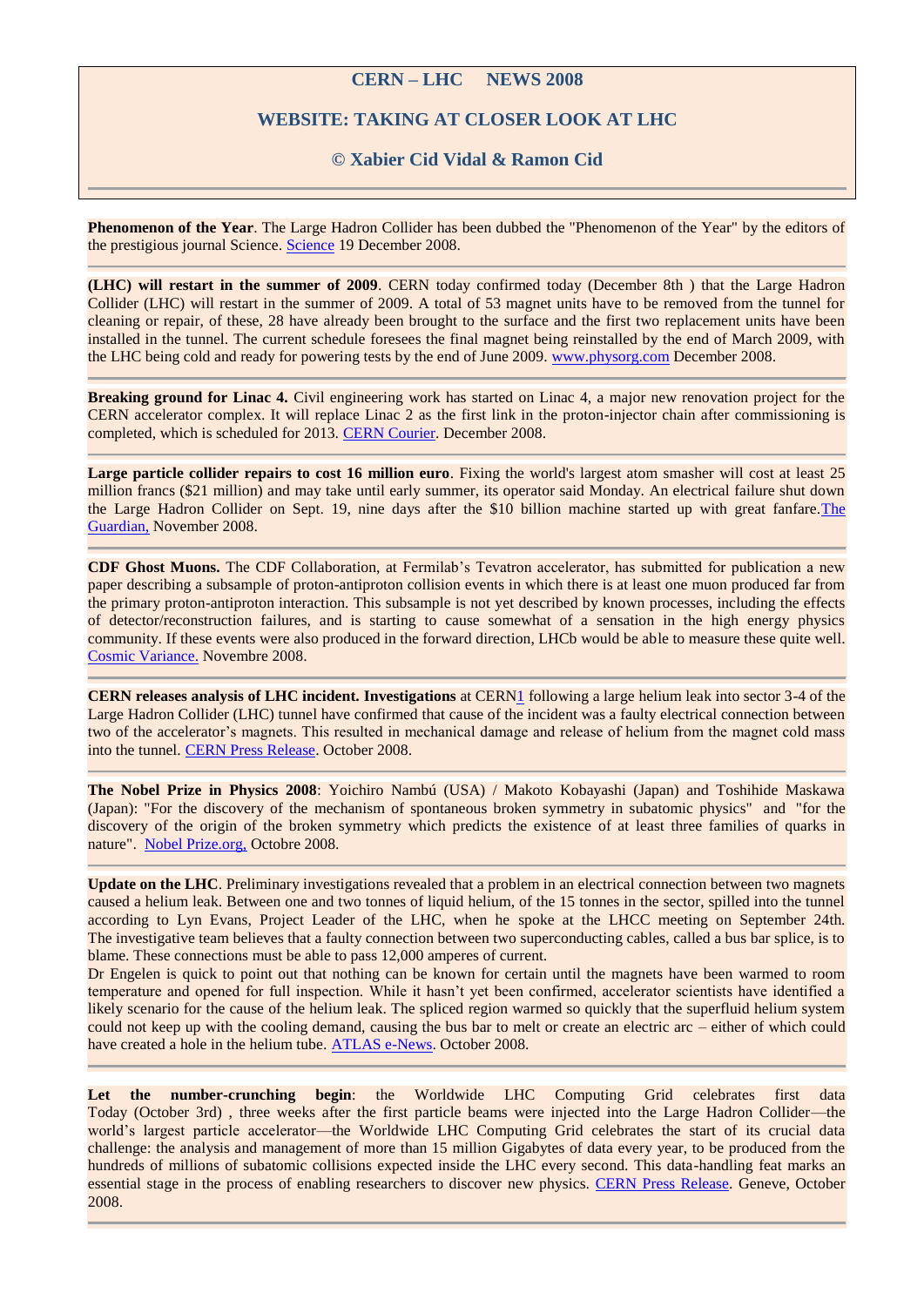# CERN – LHC NEWS 2008

## WEBSITE: TAKING AT CLOSER LOOK AT LHC

### © Xabier Cid Vidal & Ramon Cid

---

**Phenomenon of the Year**. The Large Hadron Collider has been dubbed the "Phenomenon of the Year" by the editors of the prestigious journal Science. Science 19 December 2008.

---

**(LHC) will restart in the summer of 2009**. CERN today confirmed today (December 8th ) that the Large Hadron Collider (LHC) will restart in the summer of 2009. A total of 53 magnet units have to be removed from the tunnel for cleaning or repair, of these, 28 have already been brought to the surface and the first two replacement units have been installed in the tunnel. The current schedule foresees the final magnet being reinstalled by the end of March 2009, with the LHC being cold and ready for powering tests by the end of June 2009. www.physorg.com December 2008.

---

**Breaking ground for Linac 4.** Civil engineering work has started on Linac 4, a major new renovation project for the CERN accelerator complex. It will replace Linac 2 as the first link in the proton-injector chain after commissioning is completed, which is scheduled for 2013. CERN Courier. December 2008.

---

**Large particle collider repairs to cost 16 million euro**. Fixing the world's largest atom smasher will cost at least 25 million francs ($21 million) and may take until early summer, its operator said Monday. An electrical failure shut down the Large Hadron Collider on Sept. 19, nine days after the $10 billion machine started up with great fanfare.The Guardian, November 2008.

---

**CDF Ghost Muons.** The CDF Collaboration, at Fermilab's Tevatron accelerator, has submitted for publication a new paper describing a subsample of proton-antiproton collision events in which there is at least one muon produced far from the primary proton-antiproton interaction. This subsample is not yet described by known processes, including the effects of detector/reconstruction failures, and is starting to cause somewhat of a sensation in the high energy physics community. If these events were also produced in the forward direction, LHCb would be able to measure these quite well. Cosmic Variance. Novembre 2008.

---

**CERN releases analysis of LHC incident. Investigations** at CERN1 following a large helium leak into sector 3-4 of the Large Hadron Collider (LHC) tunnel have confirmed that cause of the incident was a faulty electrical connection between two of the accelerator's magnets. This resulted in mechanical damage and release of helium from the magnet cold mass into the tunnel. CERN Press Release. October 2008.

---

**The Nobel Prize in Physics 2008**: Yoichiro Nambú (USA) / Makoto Kobayashi (Japan) and Toshihide Maskawa (Japan): "For the discovery of the mechanism of spontaneous broken symmetry in subatomic physics" and "for the discovery of the origin of the broken symmetry which predicts the existence of at least three families of quarks in nature". Nobel Prize.org, Octobre 2008.

---

**Update on the LHC**. Preliminary investigations revealed that a problem in an electrical connection between two magnets caused a helium leak. Between one and two tonnes of liquid helium, of the 15 tonnes in the sector, spilled into the tunnel according to Lyn Evans, Project Leader of the LHC, when he spoke at the LHCC meeting on September 24th. The investigative team believes that a faulty connection between two superconducting cables, called a bus bar splice, is to blame. These connections must be able to pass 12,000 amperes of current.

Dr Engelen is quick to point out that nothing can be known for certain until the magnets have been warmed to room temperature and opened for full inspection. While it hasn't yet been confirmed, accelerator scientists have identified a likely scenario for the cause of the helium leak. The spliced region warmed so quickly that the superfluid helium system could not keep up with the cooling demand, causing the bus bar to melt or create an electric arc – either of which could have created a hole in the helium tube. ATLAS e-News. October 2008.

---

**Let the number-crunching begin**: the Worldwide LHC Computing Grid celebrates first data Today (October 3rd) , three weeks after the first particle beams were injected into the Large Hadron Collider—the world's largest particle accelerator—the Worldwide LHC Computing Grid celebrates the start of its crucial data challenge: the analysis and management of more than 15 million Gigabytes of data every year, to be produced from the hundreds of millions of subatomic collisions expected inside the LHC every second. This data-handling feat marks an essential stage in the process of enabling researchers to discover new physics. CERN Press Release. Geneve, October 2008.

---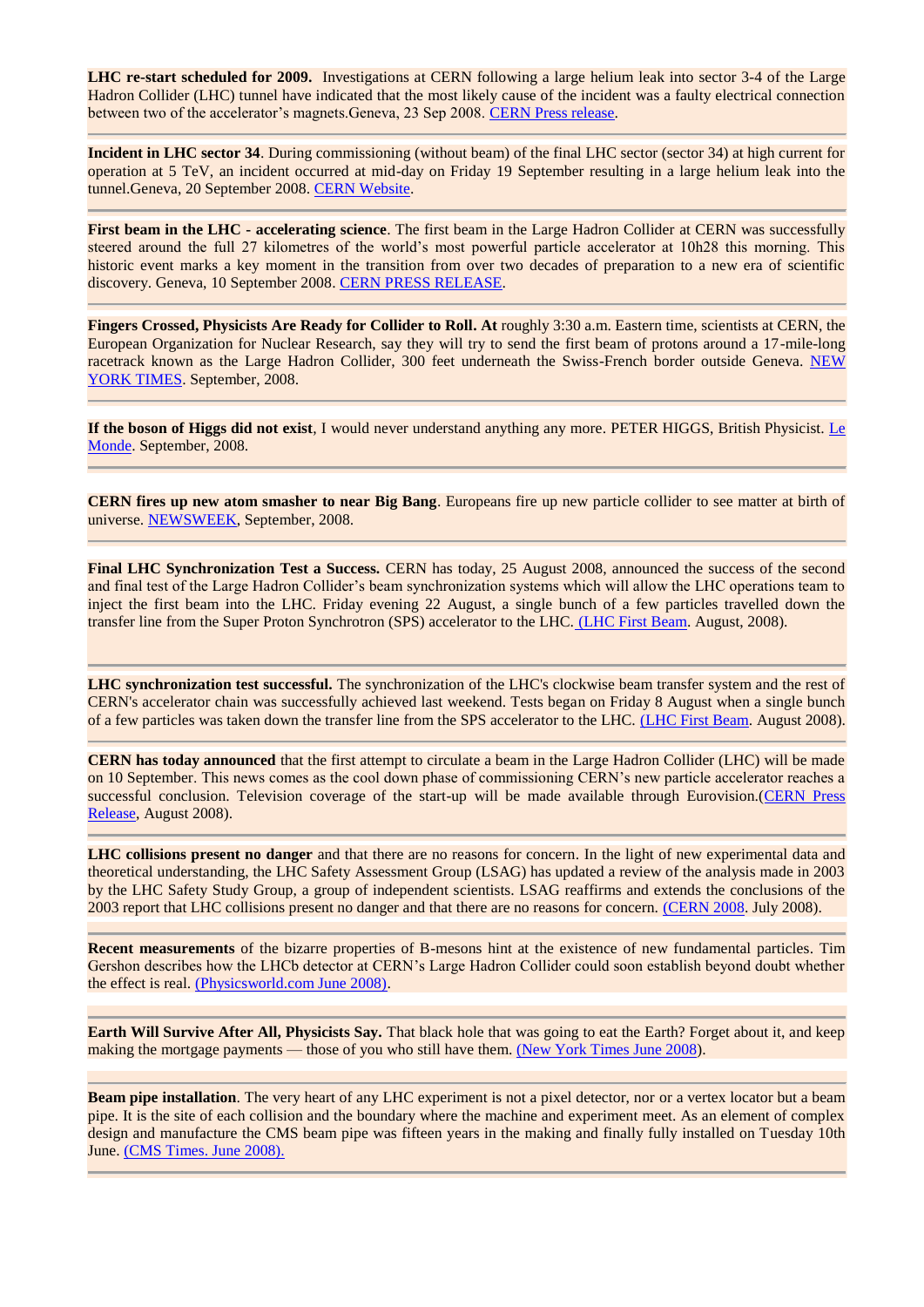**LHC re-start scheduled for 2009.** Investigations at CERN following a large helium leak into sector 3-4 of the Large Hadron Collider (LHC) tunnel have indicated that the most likely cause of the incident was a faulty electrical connection between two of the accelerator's magnets.Geneva, 23 Sep 2008. CERN Press release.

---

**Incident in LHC sector 34**. During commissioning (without beam) of the final LHC sector (sector 34) at high current for operation at 5 TeV, an incident occurred at mid-day on Friday 19 September resulting in a large helium leak into the tunnel.Geneva, 20 September 2008. CERN Website.

---

**First beam in the LHC - accelerating science**. The first beam in the Large Hadron Collider at CERN was successfully steered around the full 27 kilometres of the world's most powerful particle accelerator at 10h28 this morning. This historic event marks a key moment in the transition from over two decades of preparation to a new era of scientific discovery. Geneva, 10 September 2008. CERN PRESS RELEASE.

---

**Fingers Crossed, Physicists Are Ready for Collider to Roll. At** roughly 3:30 a.m. Eastern time, scientists at CERN, the European Organization for Nuclear Research, say they will try to send the first beam of protons around a 17-mile-long racetrack known as the Large Hadron Collider, 300 feet underneath the Swiss-French border outside Geneva. NEW YORK TIMES. September, 2008.

---

**If the boson of Higgs did not exist**, I would never understand anything any more. PETER HIGGS, British Physicist. Le Monde. September, 2008.

---

**CERN fires up new atom smasher to near Big Bang**. Europeans fire up new particle collider to see matter at birth of universe. NEWSWEEK, September, 2008.

---

**Final LHC Synchronization Test a Success.** CERN has today, 25 August 2008, announced the success of the second and final test of the Large Hadron Collider's beam synchronization systems which will allow the LHC operations team to inject the first beam into the LHC. Friday evening 22 August, a single bunch of a few particles travelled down the transfer line from the Super Proton Synchrotron (SPS) accelerator to the LHC. (LHC First Beam. August, 2008).

---

**LHC synchronization test successful.** The synchronization of the LHC's clockwise beam transfer system and the rest of CERN's accelerator chain was successfully achieved last weekend. Tests began on Friday 8 August when a single bunch of a few particles was taken down the transfer line from the SPS accelerator to the LHC. (LHC First Beam. August 2008).

---

**CERN has today announced** that the first attempt to circulate a beam in the Large Hadron Collider (LHC) will be made on 10 September. This news comes as the cool down phase of commissioning CERN's new particle accelerator reaches a successful conclusion. Television coverage of the start-up will be made available through Eurovision.(CERN Press Release, August 2008).

---

**LHC collisions present no danger** and that there are no reasons for concern. In the light of new experimental data and theoretical understanding, the LHC Safety Assessment Group (LSAG) has updated a review of the analysis made in 2003 by the LHC Safety Study Group, a group of independent scientists. LSAG reaffirms and extends the conclusions of the 2003 report that LHC collisions present no danger and that there are no reasons for concern. (CERN 2008. July 2008).

---

**Recent measurements** of the bizarre properties of B-mesons hint at the existence of new fundamental particles. Tim Gershon describes how the LHCb detector at CERN's Large Hadron Collider could soon establish beyond doubt whether the effect is real. (Physicsworld.com June 2008).

---

**Earth Will Survive After All, Physicists Say.** That black hole that was going to eat the Earth? Forget about it, and keep making the mortgage payments — those of you who still have them. (New York Times June 2008).

---

**Beam pipe installation**. The very heart of any LHC experiment is not a pixel detector, nor or a vertex locator but a beam pipe. It is the site of each collision and the boundary where the machine and experiment meet. As an element of complex design and manufacture the CMS beam pipe was fifteen years in the making and finally fully installed on Tuesday 10th June. (CMS Times. June 2008).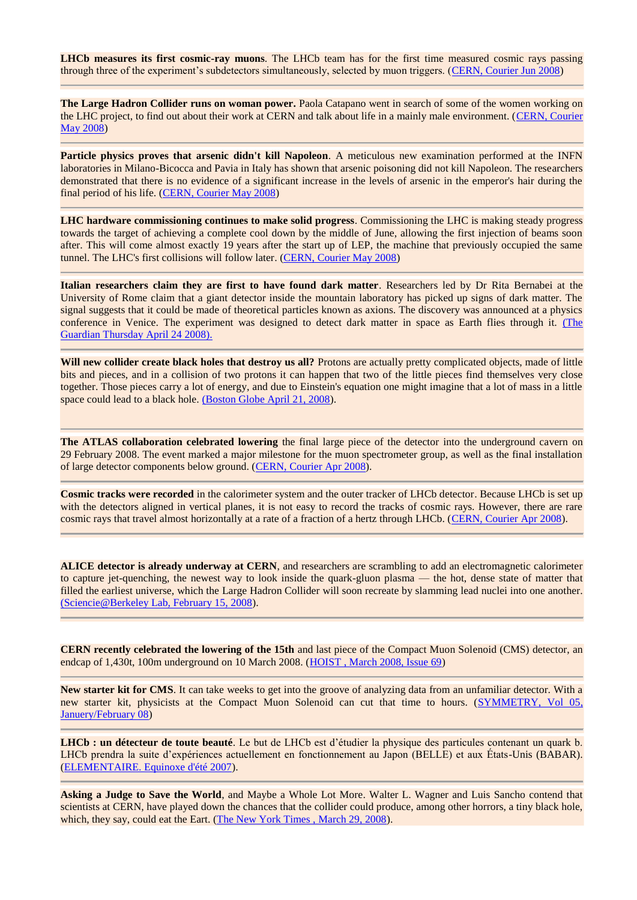**LHCb measures its first cosmic-ray muons**. The LHCb team has for the first time measured cosmic rays passing through three of the experiment's subdetectors simultaneously, selected by muon triggers. (CERN, Courier Jun 2008)

---

**The Large Hadron Collider runs on woman power.** Paola Catapano went in search of some of the women working on the LHC project, to find out about their work at CERN and talk about life in a mainly male environment. (CERN, Courier May 2008)

---

**Particle physics proves that arsenic didn't kill Napoleon**. A meticulous new examination performed at the INFN laboratories in Milano-Bicocca and Pavia in Italy has shown that arsenic poisoning did not kill Napoleon. The researchers demonstrated that there is no evidence of a significant increase in the levels of arsenic in the emperor's hair during the final period of his life. (CERN, Courier May 2008)

---

**LHC hardware commissioning continues to make solid progress**. Commissioning the LHC is making steady progress towards the target of achieving a complete cool down by the middle of June, allowing the first injection of beams soon after. This will come almost exactly 19 years after the start up of LEP, the machine that previously occupied the same tunnel. The LHC's first collisions will follow later. (CERN, Courier May 2008)

---

**Italian researchers claim they are first to have found dark matter**. Researchers led by Dr Rita Bernabei at the University of Rome claim that a giant detector inside the mountain laboratory has picked up signs of dark matter. The signal suggests that it could be made of theoretical particles known as axions. The discovery was announced at a physics conference in Venice. The experiment was designed to detect dark matter in space as Earth flies through it. (The Guardian Thursday April 24 2008).

---

**Will new collider create black holes that destroy us all?** Protons are actually pretty complicated objects, made of little bits and pieces, and in a collision of two protons it can happen that two of the little pieces find themselves very close together. Those pieces carry a lot of energy, and due to Einstein's equation one might imagine that a lot of mass in a little space could lead to a black hole. (Boston Globe April 21, 2008).

---

**The ATLAS collaboration celebrated lowering** the final large piece of the detector into the underground cavern on 29 February 2008. The event marked a major milestone for the muon spectrometer group, as well as the final installation of large detector components below ground. (CERN, Courier Apr 2008).

---

**Cosmic tracks were recorded** in the calorimeter system and the outer tracker of LHCb detector. Because LHCb is set up with the detectors aligned in vertical planes, it is not easy to record the tracks of cosmic rays. However, there are rare cosmic rays that travel almost horizontally at a rate of a fraction of a hertz through LHCb. (CERN, Courier Apr 2008).

---

**ALICE detector is already underway at CERN**, and researchers are scrambling to add an electromagnetic calorimeter to capture jet-quenching, the newest way to look inside the quark-gluon plasma — the hot, dense state of matter that filled the earliest universe, which the Large Hadron Collider will soon recreate by slamming lead nuclei into one another. (Sciencie@Berkeley Lab, February 15, 2008).

---

**CERN recently celebrated the lowering of the 15th** and last piece of the Compact Muon Solenoid (CMS) detector, an endcap of 1,430t, 100m underground on 10 March 2008. (HOIST , March 2008, Issue 69)

---

**New starter kit for CMS**. It can take weeks to get into the groove of analyzing data from an unfamiliar detector. With a new starter kit, physicists at the Compact Muon Solenoid can cut that time to hours. (SYMMETRY, Vol 05, Januery/February 08)

---

**LHCb : un détecteur de toute beauté**. Le but de LHCb est d'étudier la physique des particules contenant un quark b. LHCb prendra la suite d'expériences actuellement en fonctionnement au Japon (BELLE) et aux États-Unis (BABAR). (ELEMENTAIRE. Equinoxe d'été 2007).

---

**Asking a Judge to Save the World**, and Maybe a Whole Lot More. Walter L. Wagner and Luis Sancho contend that scientists at CERN, have played down the chances that the collider could produce, among other horrors, a tiny black hole, which, they say, could eat the Eart. (The New York Times , March 29, 2008).